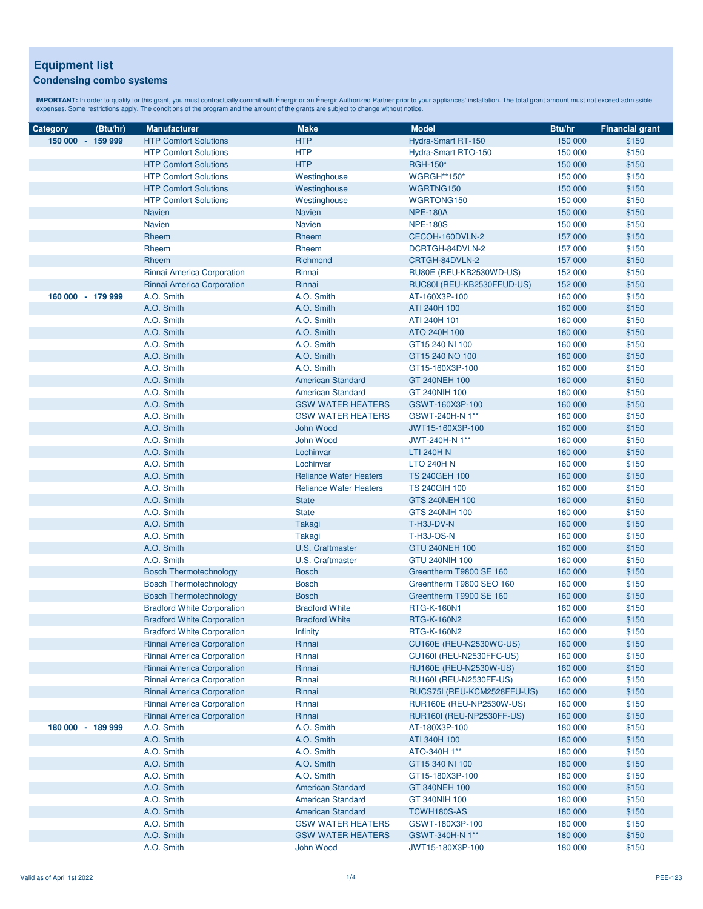# Equipment list

## Condensing combo systems

**IMPORTANT:** In order to qualify for this grant, you must contractually commit with Énergir or an Énergir Authorized Partner prior to your appliances' installation. The total grant amount must not exceed admissible expenses. Some restrictions apply. The conditions of the program and the amount of the grants are subject to change without notice.

| Category (Btu/hr) | Manufacturer | Make | Model | Btu/hr | Financial grant |
|---|---|---|---|---|---|
| 150 000 - 159 999 | HTP Comfort Solutions | HTP | Hydra-Smart RT-150 | 150 000 | $150 |
| | HTP Comfort Solutions | HTP | Hydra-Smart RTO-150 | 150 000 | $150 |
| | HTP Comfort Solutions | HTP | RGH-150* | 150 000 | $150 |
| | HTP Comfort Solutions | Westinghouse | WGRGH**150* | 150 000 | $150 |
| | HTP Comfort Solutions | Westinghouse | WGRTNG150 | 150 000 | $150 |
| | HTP Comfort Solutions | Westinghouse | WGRTONG150 | 150 000 | $150 |
| | Navien | Navien | NPE-180A | 150 000 | $150 |
| | Navien | Navien | NPE-180S | 150 000 | $150 |
| | Rheem | Rheem | CECOH-160DVLN-2 | 157 000 | $150 |
| | Rheem | Rheem | DCRTGH-84DVLN-2 | 157 000 | $150 |
| | Rheem | Richmond | CRTGH-84DVLN-2 | 157 000 | $150 |
| | Rinnai America Corporation | Rinnai | RU80E (REU-KB2530WD-US) | 152 000 | $150 |
| | Rinnai America Corporation | Rinnai | RUC80I (REU-KB2530FFUD-US) | 152 000 | $150 |
| 160 000 - 179 999 | A.O. Smith | A.O. Smith | AT-160X3P-100 | 160 000 | $150 |
| | A.O. Smith | A.O. Smith | ATI 240H 100 | 160 000 | $150 |
| | A.O. Smith | A.O. Smith | ATI 240H 101 | 160 000 | $150 |
| | A.O. Smith | A.O. Smith | ATO 240H 100 | 160 000 | $150 |
| | A.O. Smith | A.O. Smith | GT15 240 NI 100 | 160 000 | $150 |
| | A.O. Smith | A.O. Smith | GT15 240 NO 100 | 160 000 | $150 |
| | A.O. Smith | A.O. Smith | GT15-160X3P-100 | 160 000 | $150 |
| | A.O. Smith | American Standard | GT 240NEH 100 | 160 000 | $150 |
| | A.O. Smith | American Standard | GT 240NIH 100 | 160 000 | $150 |
| | A.O. Smith | GSW WATER HEATERS | GSWT-160X3P-100 | 160 000 | $150 |
| | A.O. Smith | GSW WATER HEATERS | GSWT-240H-N 1** | 160 000 | $150 |
| | A.O. Smith | John Wood | JWT15-160X3P-100 | 160 000 | $150 |
| | A.O. Smith | John Wood | JWT-240H-N 1** | 160 000 | $150 |
| | A.O. Smith | Lochinvar | LTI 240H N | 160 000 | $150 |
| | A.O. Smith | Lochinvar | LTO 240H N | 160 000 | $150 |
| | A.O. Smith | Reliance Water Heaters | TS 240GEH 100 | 160 000 | $150 |
| | A.O. Smith | Reliance Water Heaters | TS 240GIH 100 | 160 000 | $150 |
| | A.O. Smith | State | GTS 240NEH 100 | 160 000 | $150 |
| | A.O. Smith | State | GTS 240NIH 100 | 160 000 | $150 |
| | A.O. Smith | Takagi | T-H3J-DV-N | 160 000 | $150 |
| | A.O. Smith | Takagi | T-H3J-OS-N | 160 000 | $150 |
| | A.O. Smith | U.S. Craftmaster | GTU 240NEH 100 | 160 000 | $150 |
| | A.O. Smith | U.S. Craftmaster | GTU 240NIH 100 | 160 000 | $150 |
| | Bosch Thermotechnology | Bosch | Greentherm T9800 SE 160 | 160 000 | $150 |
| | Bosch Thermotechnology | Bosch | Greentherm T9800 SEO 160 | 160 000 | $150 |
| | Bosch Thermotechnology | Bosch | Greentherm T9900 SE 160 | 160 000 | $150 |
| | Bradford White Corporation | Bradford White | RTG-K-160N1 | 160 000 | $150 |
| | Bradford White Corporation | Bradford White | RTG-K-160N2 | 160 000 | $150 |
| | Bradford White Corporation | Infinity | RTG-K-160N2 | 160 000 | $150 |
| | Rinnai America Corporation | Rinnai | CU160E (REU-N2530WC-US) | 160 000 | $150 |
| | Rinnai America Corporation | Rinnai | CU160I (REU-N2530FFC-US) | 160 000 | $150 |
| | Rinnai America Corporation | Rinnai | RU160E (REU-N2530W-US) | 160 000 | $150 |
| | Rinnai America Corporation | Rinnai | RU160I (REU-N2530FF-US) | 160 000 | $150 |
| | Rinnai America Corporation | Rinnai | RUCS75I (REU-KCM2528FFU-US) | 160 000 | $150 |
| | Rinnai America Corporation | Rinnai | RUR160E (REU-NP2530W-US) | 160 000 | $150 |
| | Rinnai America Corporation | Rinnai | RUR160I (REU-NP2530FF-US) | 160 000 | $150 |
| 180 000 - 189 999 | A.O. Smith | A.O. Smith | AT-180X3P-100 | 180 000 | $150 |
| | A.O. Smith | A.O. Smith | ATI 340H 100 | 180 000 | $150 |
| | A.O. Smith | A.O. Smith | ATO-340H 1** | 180 000 | $150 |
| | A.O. Smith | A.O. Smith | GT15 340 NI 100 | 180 000 | $150 |
| | A.O. Smith | A.O. Smith | GT15-180X3P-100 | 180 000 | $150 |
| | A.O. Smith | American Standard | GT 340NEH 100 | 180 000 | $150 |
| | A.O. Smith | American Standard | GT 340NIH 100 | 180 000 | $150 |
| | A.O. Smith | American Standard | TCWH180S-AS | 180 000 | $150 |
| | A.O. Smith | GSW WATER HEATERS | GSWT-180X3P-100 | 180 000 | $150 |
| | A.O. Smith | GSW WATER HEATERS | GSWT-340H-N 1** | 180 000 | $150 |
| | A.O. Smith | John Wood | JWT15-180X3P-100 | 180 000 | $150 |

Valid as of April 1st 2022 — PEE-123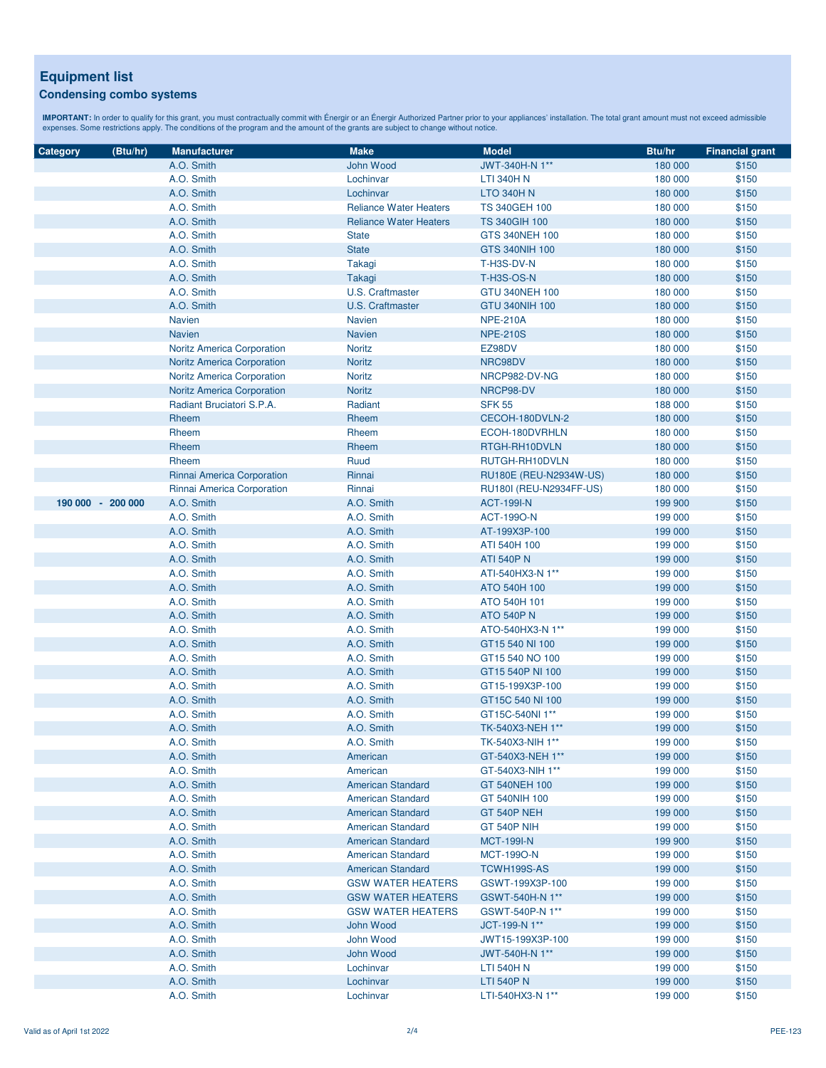## Equipment list

### Condensing combo systems

**IMPORTANT:** In order to qualify for this grant, you must contractually commit with Énergir or an Énergir Authorized Partner prior to your appliances' installation. The total grant amount must not exceed admissible expenses. Some restrictions apply. The conditions of the program and the amount of the grants are subject to change without notice.

| Category (Btu/hr) | Manufacturer | Make | Model | Btu/hr | Financial grant |
|---|---|---|---|---|---|
| | A.O. Smith | John Wood | JWT-340H-N 1** | 180 000 | $150 |
| | A.O. Smith | Lochinvar | LTI 340H N | 180 000 | $150 |
| | A.O. Smith | Lochinvar | LTO 340H N | 180 000 | $150 |
| | A.O. Smith | Reliance Water Heaters | TS 340GEH 100 | 180 000 | $150 |
| | A.O. Smith | Reliance Water Heaters | TS 340GIH 100 | 180 000 | $150 |
| | A.O. Smith | State | GTS 340NEH 100 | 180 000 | $150 |
| | A.O. Smith | State | GTS 340NIH 100 | 180 000 | $150 |
| | A.O. Smith | Takagi | T-H3S-DV-N | 180 000 | $150 |
| | A.O. Smith | Takagi | T-H3S-OS-N | 180 000 | $150 |
| | A.O. Smith | U.S. Craftmaster | GTU 340NEH 100 | 180 000 | $150 |
| | A.O. Smith | U.S. Craftmaster | GTU 340NIH 100 | 180 000 | $150 |
| | Navien | Navien | NPE-210A | 180 000 | $150 |
| | Navien | Navien | NPE-210S | 180 000 | $150 |
| | Noritz America Corporation | Noritz | EZ98DV | 180 000 | $150 |
| | Noritz America Corporation | Noritz | NRC98DV | 180 000 | $150 |
| | Noritz America Corporation | Noritz | NRCP982-DV-NG | 180 000 | $150 |
| | Noritz America Corporation | Noritz | NRCP98-DV | 180 000 | $150 |
| | Radiant Bruciatori S.P.A. | Radiant | SFK 55 | 188 000 | $150 |
| | Rheem | Rheem | CECOH-180DVLN-2 | 180 000 | $150 |
| | Rheem | Rheem | ECOH-180DVRHLN | 180 000 | $150 |
| | Rheem | Rheem | RTGH-RH10DVLN | 180 000 | $150 |
| | Rheem | Ruud | RUTGH-RH10DVLN | 180 000 | $150 |
| | Rinnai America Corporation | Rinnai | RU180E (REU-N2934W-US) | 180 000 | $150 |
| | Rinnai America Corporation | Rinnai | RU180I (REU-N2934FF-US) | 180 000 | $150 |
| 190 000 - 200 000 | A.O. Smith | A.O. Smith | ACT-199I-N | 199 900 | $150 |
| | A.O. Smith | A.O. Smith | ACT-199O-N | 199 000 | $150 |
| | A.O. Smith | A.O. Smith | AT-199X3P-100 | 199 000 | $150 |
| | A.O. Smith | A.O. Smith | ATI 540H 100 | 199 000 | $150 |
| | A.O. Smith | A.O. Smith | ATI 540P N | 199 000 | $150 |
| | A.O. Smith | A.O. Smith | ATI-540HX3-N 1** | 199 000 | $150 |
| | A.O. Smith | A.O. Smith | ATO 540H 100 | 199 000 | $150 |
| | A.O. Smith | A.O. Smith | ATO 540H 101 | 199 000 | $150 |
| | A.O. Smith | A.O. Smith | ATO 540P N | 199 000 | $150 |
| | A.O. Smith | A.O. Smith | ATO-540HX3-N 1** | 199 000 | $150 |
| | A.O. Smith | A.O. Smith | GT15 540 NI 100 | 199 000 | $150 |
| | A.O. Smith | A.O. Smith | GT15 540 NO 100 | 199 000 | $150 |
| | A.O. Smith | A.O. Smith | GT15 540P NI 100 | 199 000 | $150 |
| | A.O. Smith | A.O. Smith | GT15-199X3P-100 | 199 000 | $150 |
| | A.O. Smith | A.O. Smith | GT15C 540 NI 100 | 199 000 | $150 |
| | A.O. Smith | A.O. Smith | GT15C-540NI 1** | 199 000 | $150 |
| | A.O. Smith | A.O. Smith | TK-540X3-NEH 1** | 199 000 | $150 |
| | A.O. Smith | A.O. Smith | TK-540X3-NIH 1** | 199 000 | $150 |
| | A.O. Smith | American | GT-540X3-NEH 1** | 199 000 | $150 |
| | A.O. Smith | American | GT-540X3-NIH 1** | 199 000 | $150 |
| | A.O. Smith | American Standard | GT 540NEH 100 | 199 000 | $150 |
| | A.O. Smith | American Standard | GT 540NIH 100 | 199 000 | $150 |
| | A.O. Smith | American Standard | GT 540P NEH | 199 000 | $150 |
| | A.O. Smith | American Standard | GT 540P NIH | 199 000 | $150 |
| | A.O. Smith | American Standard | MCT-199I-N | 199 900 | $150 |
| | A.O. Smith | American Standard | MCT-199O-N | 199 000 | $150 |
| | A.O. Smith | American Standard | TCWH199S-AS | 199 000 | $150 |
| | A.O. Smith | GSW WATER HEATERS | GSWT-199X3P-100 | 199 000 | $150 |
| | A.O. Smith | GSW WATER HEATERS | GSWT-540H-N 1** | 199 000 | $150 |
| | A.O. Smith | GSW WATER HEATERS | GSWT-540P-N 1** | 199 000 | $150 |
| | A.O. Smith | John Wood | JCT-199-N 1** | 199 000 | $150 |
| | A.O. Smith | John Wood | JWT15-199X3P-100 | 199 000 | $150 |
| | A.O. Smith | John Wood | JWT-540H-N 1** | 199 000 | $150 |
| | A.O. Smith | Lochinvar | LTI 540H N | 199 000 | $150 |
| | A.O. Smith | Lochinvar | LTI 540P N | 199 000 | $150 |
| | A.O. Smith | Lochinvar | LTI-540HX3-N 1** | 199 000 | $150 |

Valid as of April 1st 2022 PEE-123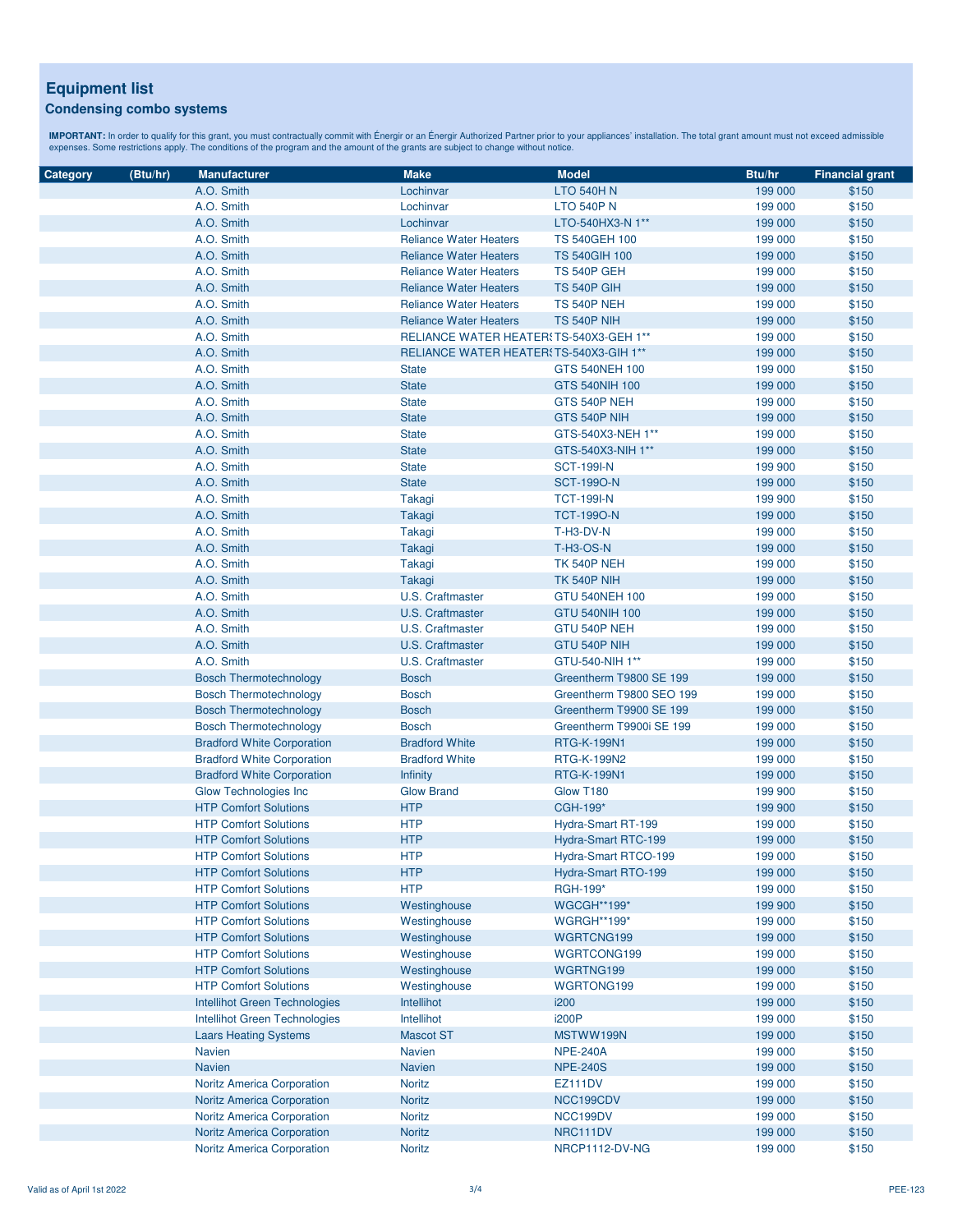## Equipment list

### Condensing combo systems

**IMPORTANT:** In order to qualify for this grant, you must contractually commit with Énergir or an Énergir Authorized Partner prior to your appliances' installation. The total grant amount must not exceed admissible expenses. Some restrictions apply. The conditions of the program and the amount of the grants are subject to change without notice.

| Category | (Btu/hr) | Manufacturer | Make | Model | Btu/hr | Financial grant |
|---|---|---|---|---|---|---|
| | | A.O. Smith | Lochinvar | LTO 540H N | 199 000 | $150 |
| | | A.O. Smith | Lochinvar | LTO 540P N | 199 000 | $150 |
| | | A.O. Smith | Lochinvar | LTO-540HX3-N 1** | 199 000 | $150 |
| | | A.O. Smith | Reliance Water Heaters | TS 540GEH 100 | 199 000 | $150 |
| | | A.O. Smith | Reliance Water Heaters | TS 540GIH 100 | 199 000 | $150 |
| | | A.O. Smith | Reliance Water Heaters | TS 540P GEH | 199 000 | $150 |
| | | A.O. Smith | Reliance Water Heaters | TS 540P GIH | 199 000 | $150 |
| | | A.O. Smith | Reliance Water Heaters | TS 540P NEH | 199 000 | $150 |
| | | A.O. Smith | Reliance Water Heaters | TS 540P NIH | 199 000 | $150 |
| | | A.O. Smith | RELIANCE WATER HEATERS | TS-540X3-GEH 1** | 199 000 | $150 |
| | | A.O. Smith | RELIANCE WATER HEATERS | TS-540X3-GIH 1** | 199 000 | $150 |
| | | A.O. Smith | State | GTS 540NEH 100 | 199 000 | $150 |
| | | A.O. Smith | State | GTS 540NIH 100 | 199 000 | $150 |
| | | A.O. Smith | State | GTS 540P NEH | 199 000 | $150 |
| | | A.O. Smith | State | GTS 540P NIH | 199 000 | $150 |
| | | A.O. Smith | State | GTS-540X3-NEH 1** | 199 000 | $150 |
| | | A.O. Smith | State | GTS-540X3-NIH 1** | 199 000 | $150 |
| | | A.O. Smith | State | SCT-199I-N | 199 900 | $150 |
| | | A.O. Smith | State | SCT-199O-N | 199 000 | $150 |
| | | A.O. Smith | Takagi | TCT-199I-N | 199 900 | $150 |
| | | A.O. Smith | Takagi | TCT-199O-N | 199 000 | $150 |
| | | A.O. Smith | Takagi | T-H3-DV-N | 199 000 | $150 |
| | | A.O. Smith | Takagi | T-H3-OS-N | 199 000 | $150 |
| | | A.O. Smith | Takagi | TK 540P NEH | 199 000 | $150 |
| | | A.O. Smith | Takagi | TK 540P NIH | 199 000 | $150 |
| | | A.O. Smith | U.S. Craftmaster | GTU 540NEH 100 | 199 000 | $150 |
| | | A.O. Smith | U.S. Craftmaster | GTU 540NIH 100 | 199 000 | $150 |
| | | A.O. Smith | U.S. Craftmaster | GTU 540P NEH | 199 000 | $150 |
| | | A.O. Smith | U.S. Craftmaster | GTU 540P NIH | 199 000 | $150 |
| | | A.O. Smith | U.S. Craftmaster | GTU-540-NIH 1** | 199 000 | $150 |
| | | Bosch Thermotechnology | Bosch | Greentherm T9800 SE 199 | 199 000 | $150 |
| | | Bosch Thermotechnology | Bosch | Greentherm T9800 SEO 199 | 199 000 | $150 |
| | | Bosch Thermotechnology | Bosch | Greentherm T9900 SE 199 | 199 000 | $150 |
| | | Bosch Thermotechnology | Bosch | Greentherm T9900i SE 199 | 199 000 | $150 |
| | | Bradford White Corporation | Bradford White | RTG-K-199N1 | 199 000 | $150 |
| | | Bradford White Corporation | Bradford White | RTG-K-199N2 | 199 000 | $150 |
| | | Bradford White Corporation | Infinity | RTG-K-199N1 | 199 000 | $150 |
| | | Glow Technologies Inc | Glow Brand | Glow T180 | 199 900 | $150 |
| | | HTP Comfort Solutions | HTP | CGH-199* | 199 900 | $150 |
| | | HTP Comfort Solutions | HTP | Hydra-Smart RT-199 | 199 000 | $150 |
| | | HTP Comfort Solutions | HTP | Hydra-Smart RTC-199 | 199 000 | $150 |
| | | HTP Comfort Solutions | HTP | Hydra-Smart RTCO-199 | 199 000 | $150 |
| | | HTP Comfort Solutions | HTP | Hydra-Smart RTO-199 | 199 000 | $150 |
| | | HTP Comfort Solutions | HTP | RGH-199* | 199 000 | $150 |
| | | HTP Comfort Solutions | Westinghouse | WGCGH**199* | 199 900 | $150 |
| | | HTP Comfort Solutions | Westinghouse | WGRGH**199* | 199 000 | $150 |
| | | HTP Comfort Solutions | Westinghouse | WGRTCNG199 | 199 000 | $150 |
| | | HTP Comfort Solutions | Westinghouse | WGRTCONG199 | 199 000 | $150 |
| | | HTP Comfort Solutions | Westinghouse | WGRTNG199 | 199 000 | $150 |
| | | HTP Comfort Solutions | Westinghouse | WGRTONG199 | 199 000 | $150 |
| | | Intellihot Green Technologies | Intellihot | i200 | 199 000 | $150 |
| | | Intellihot Green Technologies | Intellihot | i200P | 199 000 | $150 |
| | | Laars Heating Systems | Mascot ST | MSTWW199N | 199 000 | $150 |
| | | Navien | Navien | NPE-240A | 199 000 | $150 |
| | | Navien | Navien | NPE-240S | 199 000 | $150 |
| | | Noritz America Corporation | Noritz | EZ111DV | 199 000 | $150 |
| | | Noritz America Corporation | Noritz | NCC199CDV | 199 000 | $150 |
| | | Noritz America Corporation | Noritz | NCC199DV | 199 000 | $150 |
| | | Noritz America Corporation | Noritz | NRC111DV | 199 000 | $150 |
| | | Noritz America Corporation | Noritz | NRCP1112-DV-NG | 199 000 | $150 |

Valid as of April 1st 2022 — PEE-123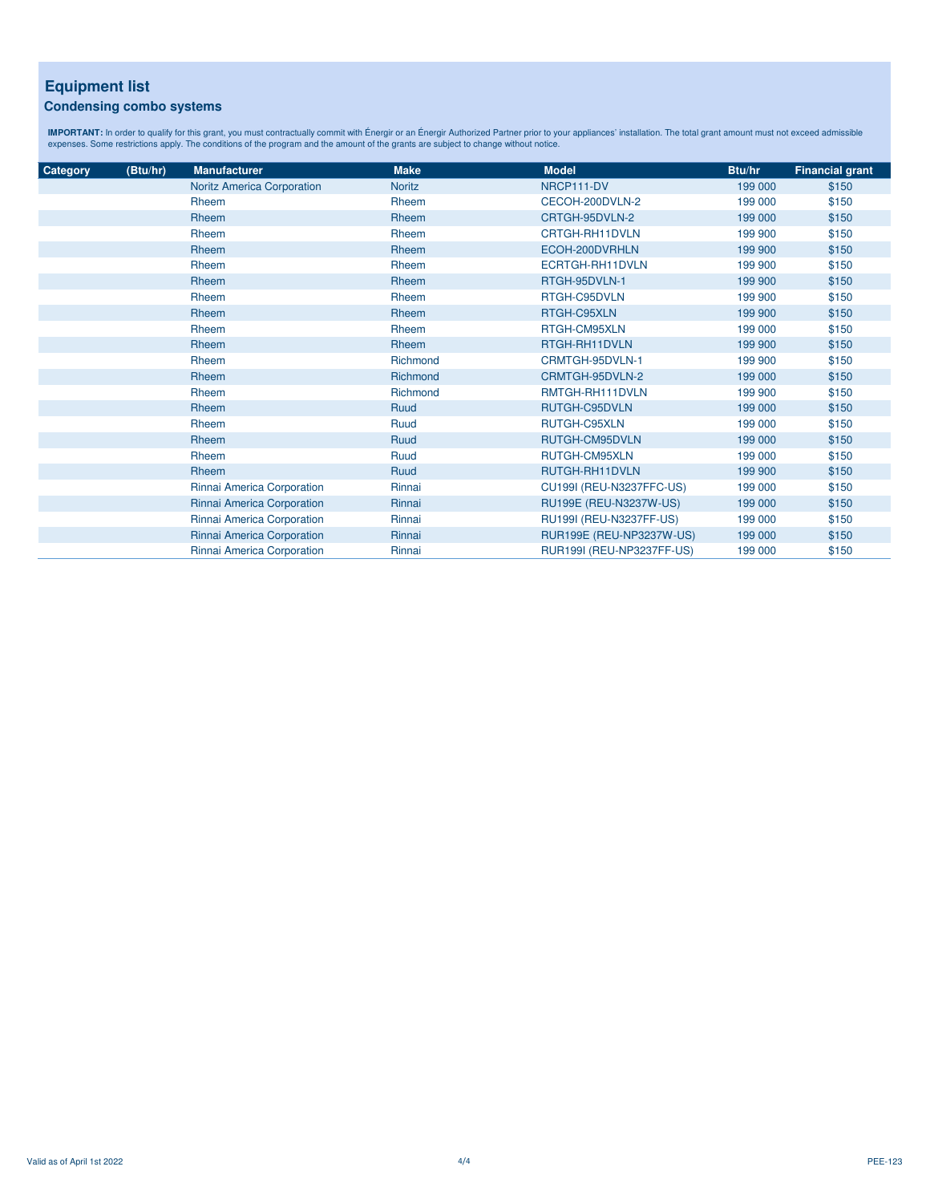## Equipment list

### Condensing combo systems

**IMPORTANT:** In order to qualify for this grant, you must contractually commit with Énergir or an Énergir Authorized Partner prior to your appliances' installation. The total grant amount must not exceed admissible expenses. Some restrictions apply. The conditions of the program and the amount of the grants are subject to change without notice.

| Category | (Btu/hr) | Manufacturer | Make | Model | Btu/hr | Financial grant |
|---|---|---|---|---|---|---|
| | | Noritz America Corporation | Noritz | NRCP111-DV | 199 000 | $150 |
| | | Rheem | Rheem | CECOH-200DVLN-2 | 199 000 | $150 |
| | | Rheem | Rheem | CRTGH-95DVLN-2 | 199 000 | $150 |
| | | Rheem | Rheem | CRTGH-RH11DVLN | 199 900 | $150 |
| | | Rheem | Rheem | ECOH-200DVRHLN | 199 900 | $150 |
| | | Rheem | Rheem | ECRTGH-RH11DVLN | 199 900 | $150 |
| | | Rheem | Rheem | RTGH-95DVLN-1 | 199 900 | $150 |
| | | Rheem | Rheem | RTGH-C95DVLN | 199 900 | $150 |
| | | Rheem | Rheem | RTGH-C95XLN | 199 900 | $150 |
| | | Rheem | Rheem | RTGH-CM95XLN | 199 000 | $150 |
| | | Rheem | Rheem | RTGH-RH11DVLN | 199 900 | $150 |
| | | Rheem | Richmond | CRMTGH-95DVLN-1 | 199 900 | $150 |
| | | Rheem | Richmond | CRMTGH-95DVLN-2 | 199 000 | $150 |
| | | Rheem | Richmond | RMTGH-RH111DVLN | 199 900 | $150 |
| | | Rheem | Ruud | RUTGH-C95DVLN | 199 000 | $150 |
| | | Rheem | Ruud | RUTGH-C95XLN | 199 000 | $150 |
| | | Rheem | Ruud | RUTGH-CM95DVLN | 199 000 | $150 |
| | | Rheem | Ruud | RUTGH-CM95XLN | 199 000 | $150 |
| | | Rheem | Ruud | RUTGH-RH11DVLN | 199 900 | $150 |
| | | Rinnai America Corporation | Rinnai | CU199I (REU-N3237FFC-US) | 199 000 | $150 |
| | | Rinnai America Corporation | Rinnai | RU199E (REU-N3237W-US) | 199 000 | $150 |
| | | Rinnai America Corporation | Rinnai | RU199I (REU-N3237FF-US) | 199 000 | $150 |
| | | Rinnai America Corporation | Rinnai | RUR199E (REU-NP3237W-US) | 199 000 | $150 |
| | | Rinnai America Corporation | Rinnai | RUR199I (REU-NP3237FF-US) | 199 000 | $150 |

Valid as of April 1st 2022

PEE-123